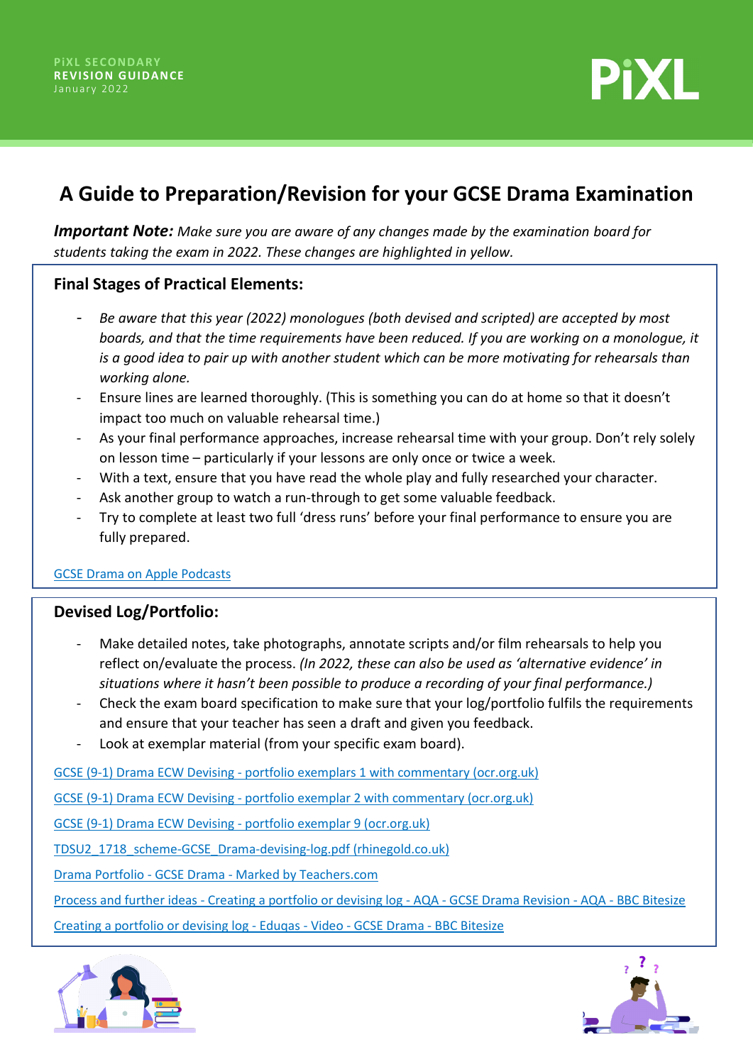PiXL SECONDARY
**REVISION GUIDANCE**
January 2022

# A Guide to Preparation/Revision for your GCSE Drama Examination

***Important Note:*** *Make sure you are aware of any changes made by the examination board for students taking the exam in 2022. These changes are highlighted in yellow.*

## Final Stages of Practical Elements:

- *Be aware that this year (2022) monologues (both devised and scripted) are accepted by most boards, and that the time requirements have been reduced. If you are working on a monologue, it is a good idea to pair up with another student which can be more motivating for rehearsals than working alone.*
- Ensure lines are learned thoroughly. (This is something you can do at home so that it doesn't impact too much on valuable rehearsal time.)
- As your final performance approaches, increase rehearsal time with your group. Don't rely solely on lesson time – particularly if your lessons are only once or twice a week.
- With a text, ensure that you have read the whole play and fully researched your character.
- Ask another group to watch a run-through to get some valuable feedback.
- Try to complete at least two full 'dress runs' before your final performance to ensure you are fully prepared.

GCSE Drama on Apple Podcasts

## Devised Log/Portfolio:

- Make detailed notes, take photographs, annotate scripts and/or film rehearsals to help you reflect on/evaluate the process. *(In 2022, these can also be used as 'alternative evidence' in situations where it hasn't been possible to produce a recording of your final performance.)*
- Check the exam board specification to make sure that your log/portfolio fulfils the requirements and ensure that your teacher has seen a draft and given you feedback.
- Look at exemplar material (from your specific exam board).

GCSE (9-1) Drama ECW Devising - portfolio exemplars 1 with commentary (ocr.org.uk)

GCSE (9-1) Drama ECW Devising - portfolio exemplar 2 with commentary (ocr.org.uk)

GCSE (9-1) Drama ECW Devising - portfolio exemplar 9 (ocr.org.uk)

TDSU2_1718_scheme-GCSE_Drama-devising-log.pdf (rhinegold.co.uk)

Drama Portfolio - GCSE Drama - Marked by Teachers.com

Process and further ideas - Creating a portfolio or devising log - AQA - GCSE Drama Revision - AQA - BBC Bitesize

Creating a portfolio or devising log - Eduqas - Video - GCSE Drama - BBC Bitesize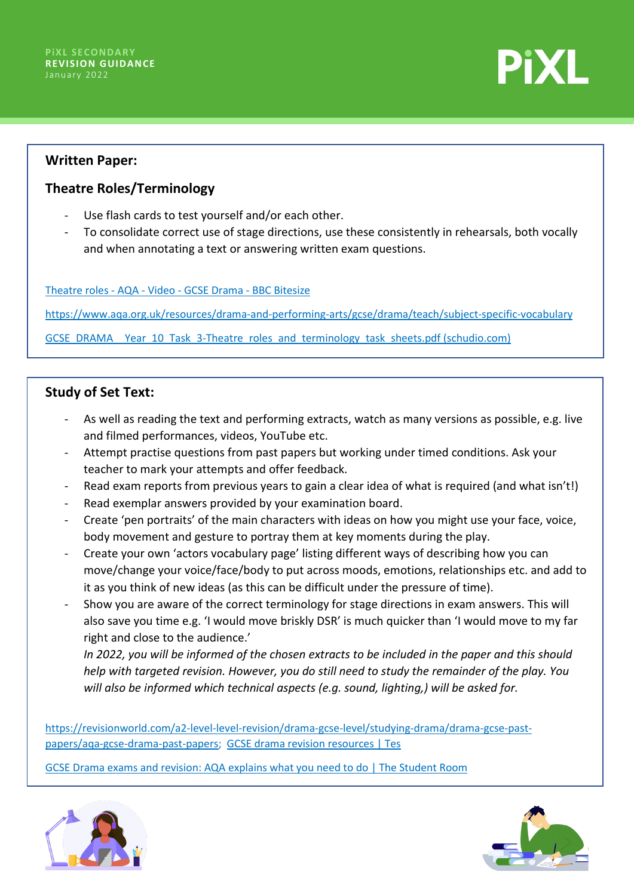## Written Paper:

### Theatre Roles/Terminology

- Use flash cards to test yourself and/or each other.
- To consolidate correct use of stage directions, use these consistently in rehearsals, both vocally and when annotating a text or answering written exam questions.

Theatre roles - AQA - Video - GCSE Drama - BBC Bitesize

https://www.aqa.org.uk/resources/drama-and-performing-arts/gcse/drama/teach/subject-specific-vocabulary

GCSE_DRAMA__Year_10_Task_3-Theatre_roles_and_terminology_task_sheets.pdf (schudio.com)

## Study of Set Text:

- As well as reading the text and performing extracts, watch as many versions as possible, e.g. live and filmed performances, videos, YouTube etc.
- Attempt practise questions from past papers but working under timed conditions. Ask your teacher to mark your attempts and offer feedback.
- Read exam reports from previous years to gain a clear idea of what is required (and what isn't!)
- Read exemplar answers provided by your examination board.
- Create 'pen portraits' of the main characters with ideas on how you might use your face, voice, body movement and gesture to portray them at key moments during the play.
- Create your own 'actors vocabulary page' listing different ways of describing how you can move/change your voice/face/body to put across moods, emotions, relationships etc. and add to it as you think of new ideas (as this can be difficult under the pressure of time).
- Show you are aware of the correct terminology for stage directions in exam answers. This will also save you time e.g. 'I would move briskly DSR' is much quicker than 'I would move to my far right and close to the audience.'
  *In 2022, you will be informed of the chosen extracts to be included in the paper and this should help with targeted revision. However, you do still need to study the remainder of the play. You will also be informed which technical aspects (e.g. sound, lighting,) will be asked for.*

https://revisionworld.com/a2-level-level-revision/drama-gcse-level/studying-drama/drama-gcse-past-papers/aqa-gcse-drama-past-papers; GCSE drama revision resources | Tes

GCSE Drama exams and revision: AQA explains what you need to do | The Student Room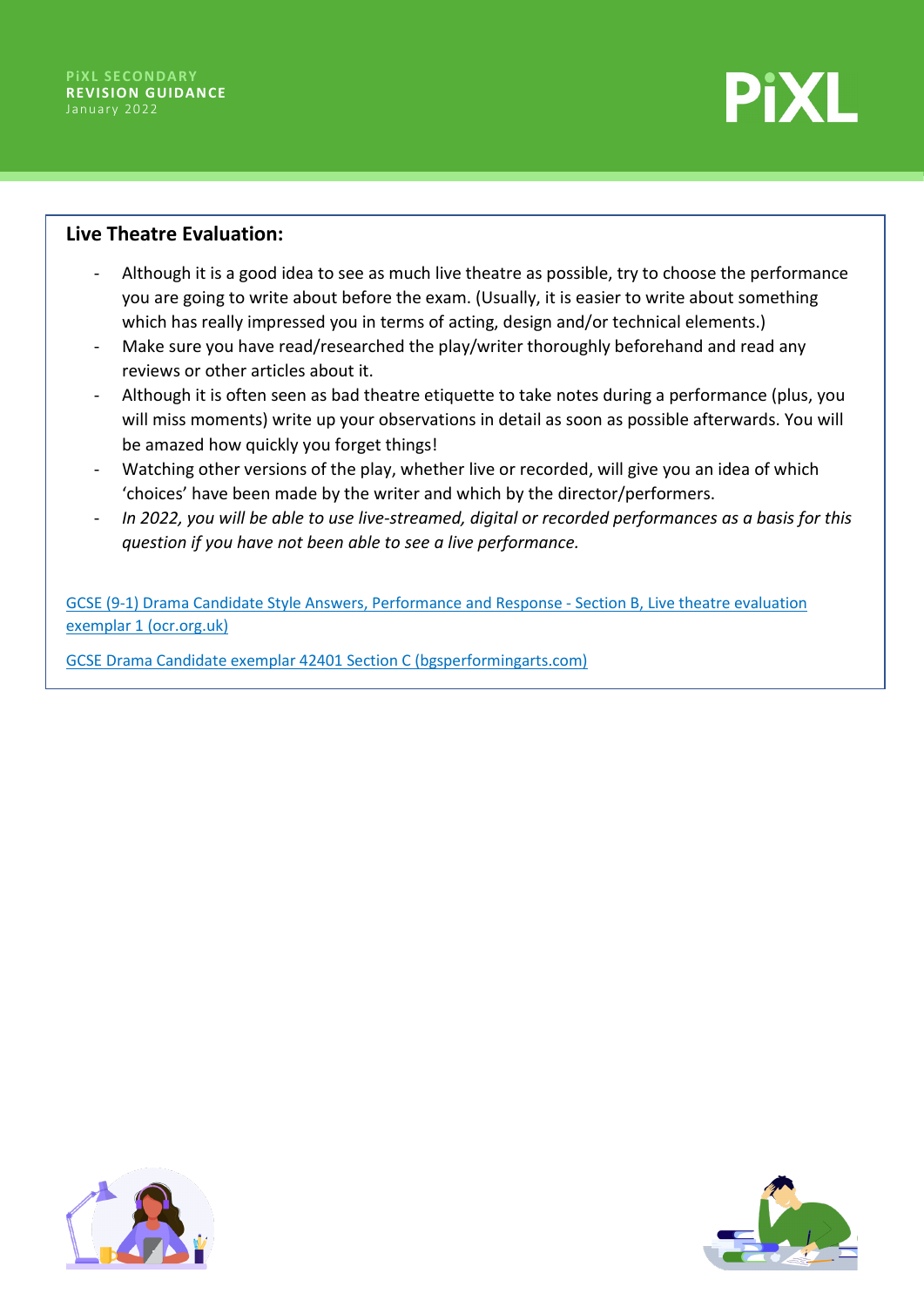## Live Theatre Evaluation:

- Although it is a good idea to see as much live theatre as possible, try to choose the performance you are going to write about before the exam. (Usually, it is easier to write about something which has really impressed you in terms of acting, design and/or technical elements.)
- Make sure you have read/researched the play/writer thoroughly beforehand and read any reviews or other articles about it.
- Although it is often seen as bad theatre etiquette to take notes during a performance (plus, you will miss moments) write up your observations in detail as soon as possible afterwards. You will be amazed how quickly you forget things!
- Watching other versions of the play, whether live or recorded, will give you an idea of which 'choices' have been made by the writer and which by the director/performers.
- *In 2022, you will be able to use live-streamed, digital or recorded performances as a basis for this question if you have not been able to see a live performance.*

GCSE (9-1) Drama Candidate Style Answers, Performance and Response - Section B, Live theatre evaluation exemplar 1 (ocr.org.uk)

GCSE Drama Candidate exemplar 42401 Section C (bgsperformingarts.com)